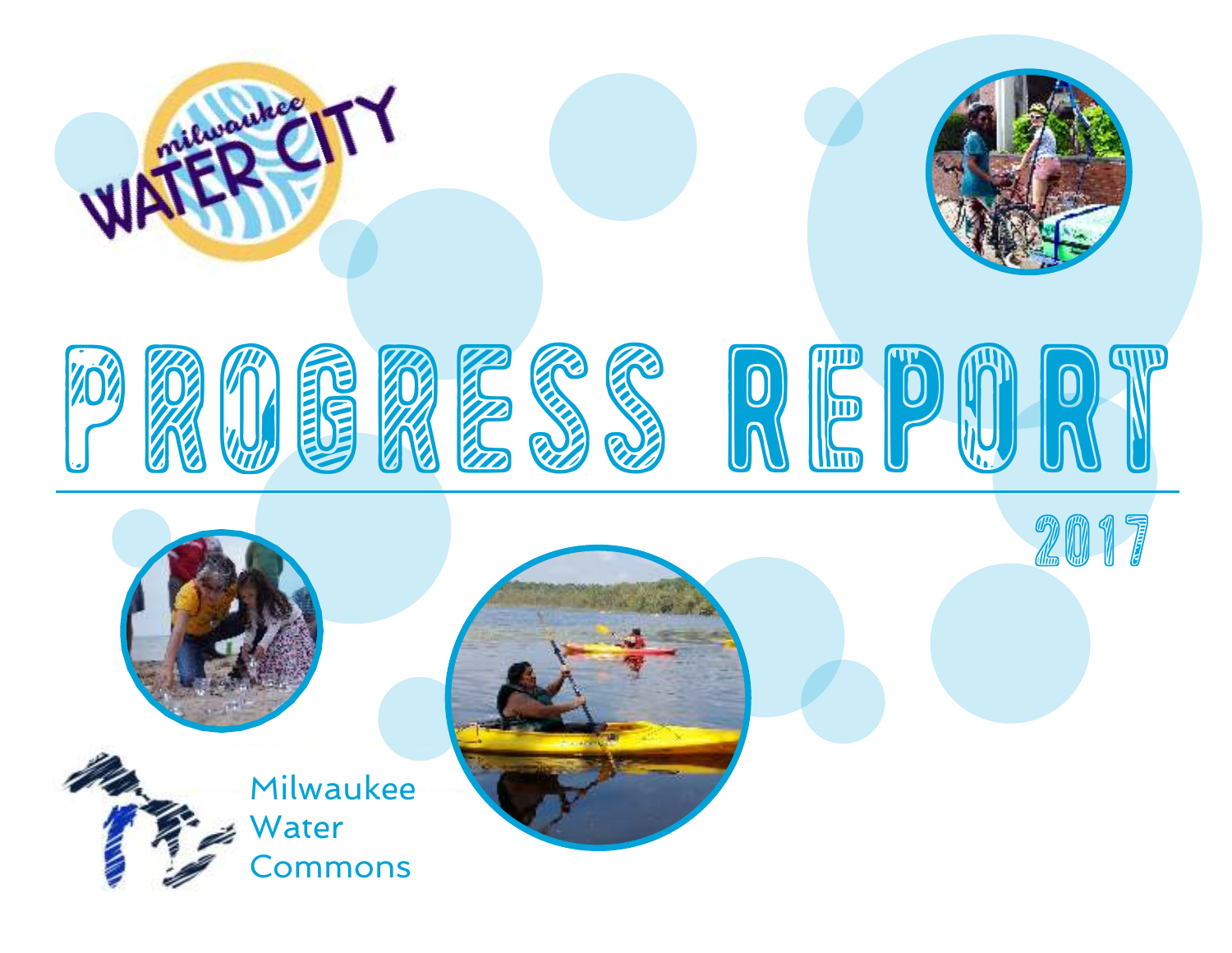milwaukee WATER CITY

# PROGRESS REPORT

2017

Milwaukee Water Commons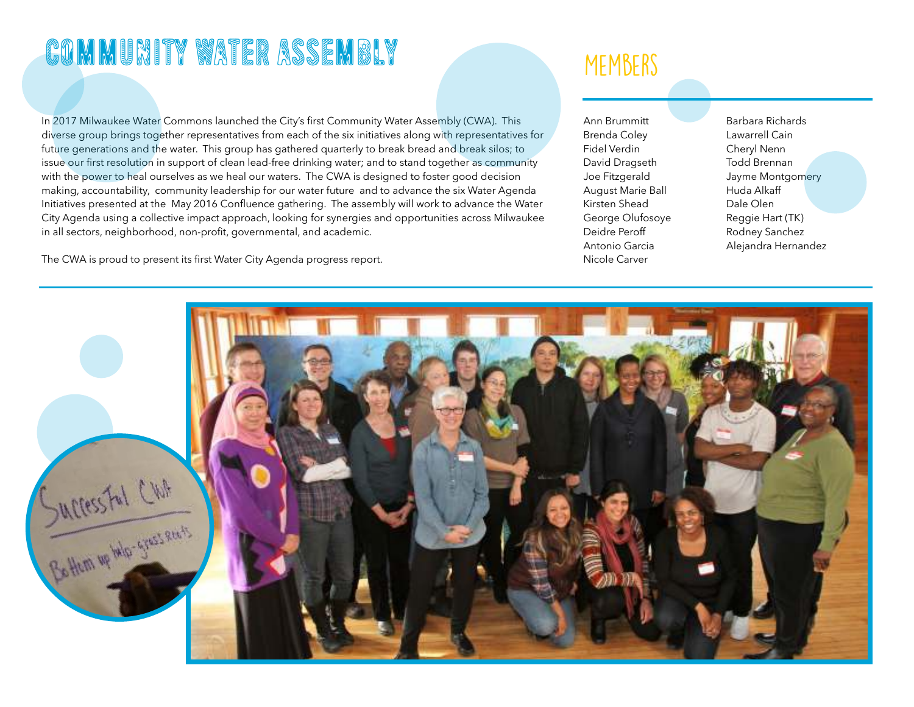# Community Water Assembly

In 2017 Milwaukee Water Commons launched the City's first Community Water Assembly (CWA). This diverse group brings together representatives from each of the six initiatives along with representatives for future generations and the water. This group has gathered quarterly to break bread and break silos; to issue our first resolution in support of clean lead-free drinking water; and to stand together as community with the power to heal ourselves as we heal our waters. The CWA is designed to foster good decision making, accountability, community leadership for our water future and to advance the six Water Agenda Initiatives presented at the May 2016 Confluence gathering. The assembly will work to advance the Water City Agenda using a collective impact approach, looking for synergies and opportunities across Milwaukee in all sectors, neighborhood, non-profit, governmental, and academic.

The CWA is proud to present its first Water City Agenda progress report.

## Members

- Ann Brummitt
- Brenda Coley
- Fidel Verdin
- David Dragseth
- Joe Fitzgerald
- August Marie Ball
- Kirsten Shead
- George Olufosoye
- Deidre Peroff
- Antonio Garcia
- Nicole Carver
- Barbara Richards
- Lawarrell Cain
- Cheryl Nenn
- Todd Brennan
- Jayme Montgomery
- Huda Alkaff
- Dale Olen
- Reggie Hart (TK)
- Rodney Sanchez
- Alejandra Hernandez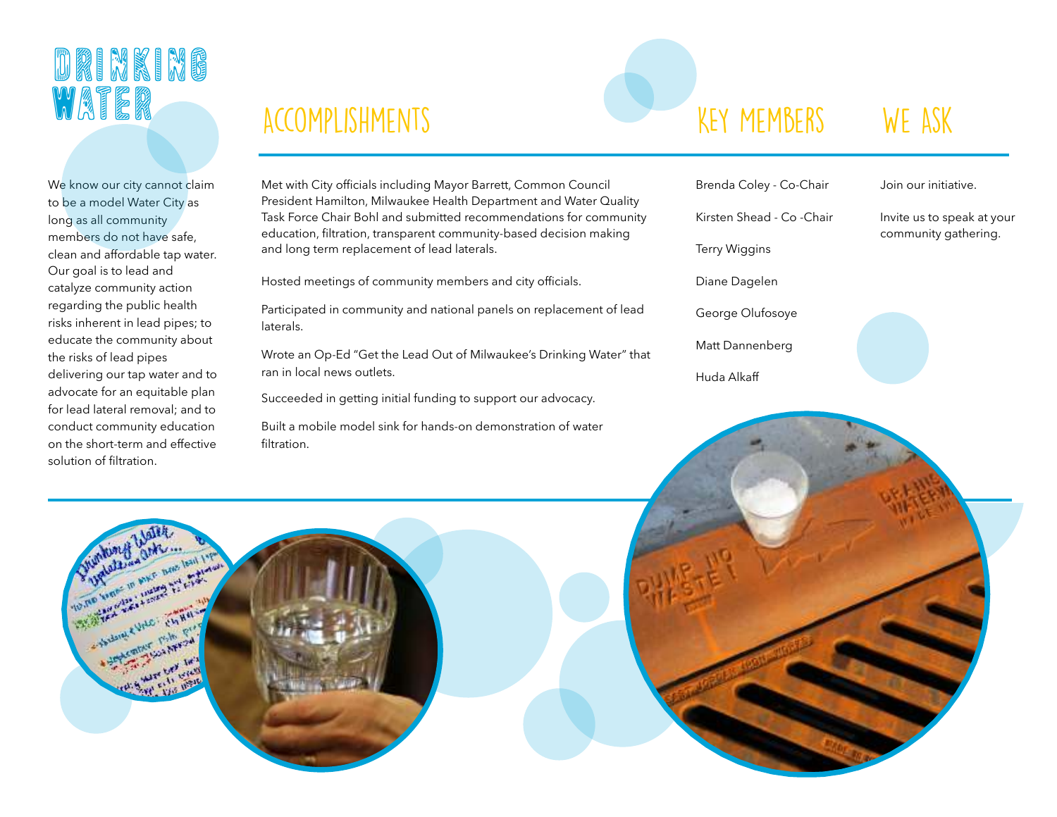# DRINKING WATER

We know our city cannot claim to be a model Water City as long as all community members do not have safe, clean and affordable tap water. Our goal is to lead and catalyze community action regarding the public health risks inherent in lead pipes; to educate the community about the risks of lead pipes delivering our tap water and to advocate for an equitable plan for lead lateral removal; and to conduct community education on the short-term and effective solution of filtration.

## ACCOMPLISHMENTS

Met with City officials including Mayor Barrett, Common Council President Hamilton, Milwaukee Health Department and Water Quality Task Force Chair Bohl and submitted recommendations for community education, filtration, transparent community-based decision making and long term replacement of lead laterals.

Hosted meetings of community members and city officials.

Participated in community and national panels on replacement of lead laterals.

Wrote an Op-Ed "Get the Lead Out of Milwaukee's Drinking Water" that ran in local news outlets.

Succeeded in getting initial funding to support our advocacy.

Built a mobile model sink for hands-on demonstration of water filtration.

## KEY MEMBERS

Brenda Coley - Co-Chair

Kirsten Shead - Co -Chair

Terry Wiggins

Diane Dagelen

George Olufosoye

Matt Dannenberg

Huda Alkaff

## WE ASK

Join our initiative.

Invite us to speak at your community gathering.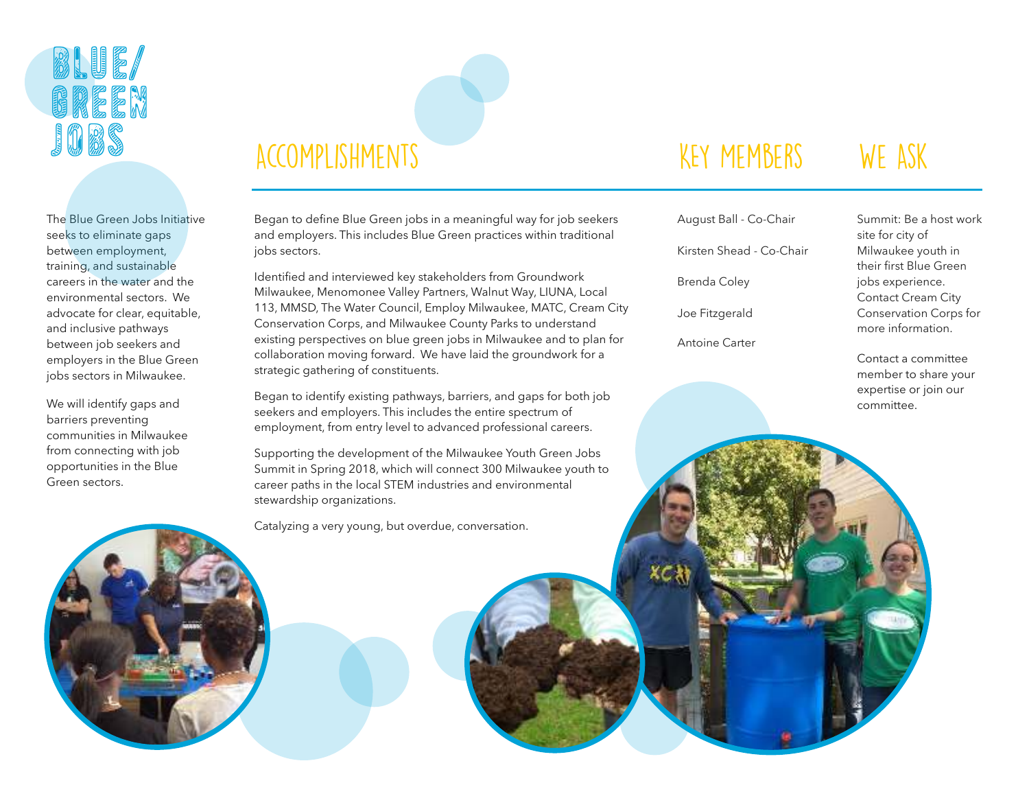# BLUE/GREEN JOBS

The Blue Green Jobs Initiative seeks to eliminate gaps between employment, training, and sustainable careers in the water and the environmental sectors. We advocate for clear, equitable, and inclusive pathways between job seekers and employers in the Blue Green jobs sectors in Milwaukee.

We will identify gaps and barriers preventing communities in Milwaukee from connecting with job opportunities in the Blue Green sectors.

## ACCOMPLISHMENTS

Began to define Blue Green jobs in a meaningful way for job seekers and employers. This includes Blue Green practices within traditional jobs sectors.

Identified and interviewed key stakeholders from Groundwork Milwaukee, Menomonee Valley Partners, Walnut Way, LIUNA, Local 113, MMSD, The Water Council, Employ Milwaukee, MATC, Cream City Conservation Corps, and Milwaukee County Parks to understand existing perspectives on blue green jobs in Milwaukee and to plan for collaboration moving forward. We have laid the groundwork for a strategic gathering of constituents.

Began to identify existing pathways, barriers, and gaps for both job seekers and employers. This includes the entire spectrum of employment, from entry level to advanced professional careers.

Supporting the development of the Milwaukee Youth Green Jobs Summit in Spring 2018, which will connect 300 Milwaukee youth to career paths in the local STEM industries and environmental stewardship organizations.

Catalyzing a very young, but overdue, conversation.

## KEY MEMBERS

August Ball - Co-Chair

Kirsten Shead - Co-Chair

Brenda Coley

Joe Fitzgerald

Antoine Carter

## WE ASK

Summit: Be a host work site for city of Milwaukee youth in their first Blue Green jobs experience. Contact Cream City Conservation Corps for more information.

Contact a committee member to share your expertise or join our committee.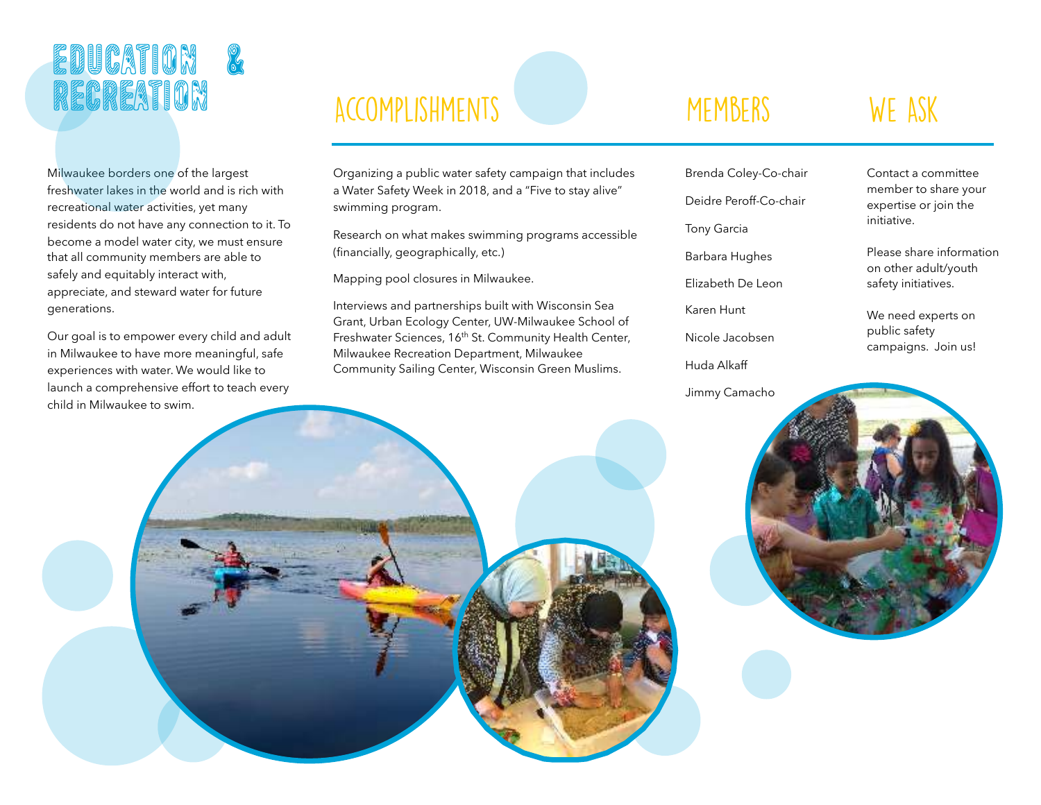# EDUCATION & RECREATION

Milwaukee borders one of the largest freshwater lakes in the world and is rich with recreational water activities, yet many residents do not have any connection to it. To become a model water city, we must ensure that all community members are able to safely and equitably interact with, appreciate, and steward water for future generations.

Our goal is to empower every child and adult in Milwaukee to have more meaningful, safe experiences with water. We would like to launch a comprehensive effort to teach every child in Milwaukee to swim.

## ACCOMPLISHMENTS

Organizing a public water safety campaign that includes a Water Safety Week in 2018, and a “Five to stay alive” swimming program.

Research on what makes swimming programs accessible (financially, geographically, etc.)

Mapping pool closures in Milwaukee.

Interviews and partnerships built with Wisconsin Sea Grant, Urban Ecology Center, UW-Milwaukee School of Freshwater Sciences, 16th St. Community Health Center, Milwaukee Recreation Department, Milwaukee Community Sailing Center, Wisconsin Green Muslims.

## MEMBERS

Brenda Coley-Co-chair

Deidre Peroff-Co-chair

Tony Garcia

Barbara Hughes

Elizabeth De Leon

Karen Hunt

Nicole Jacobsen

Huda Alkaff

Jimmy Camacho

## WE ASK

Contact a committee member to share your expertise or join the initiative.

Please share information on other adult/youth safety initiatives.

We need experts on public safety campaigns. Join us!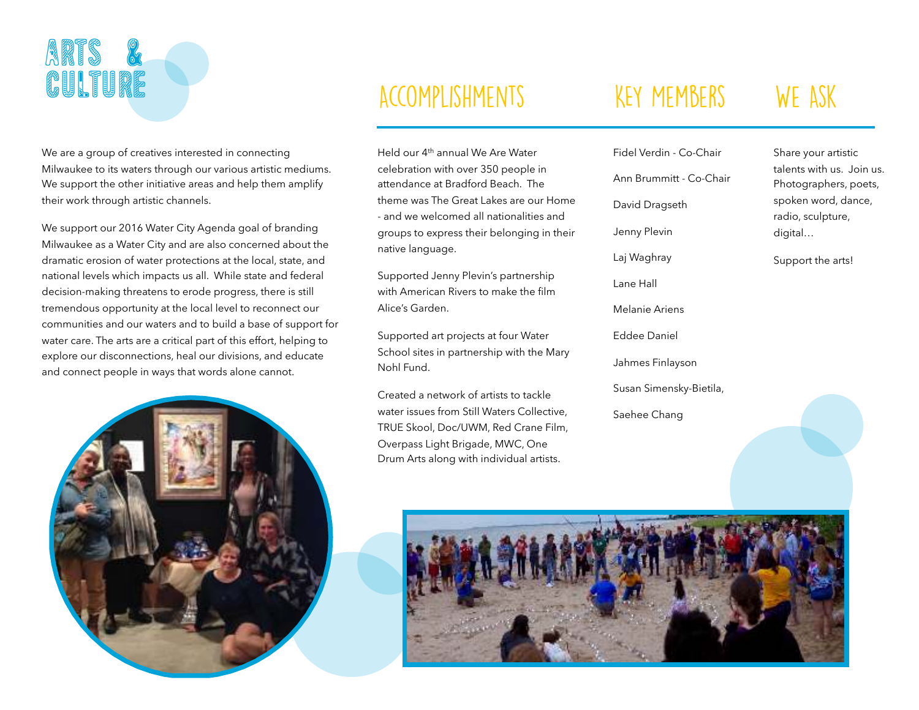# ARTS & CULTURE

We are a group of creatives interested in connecting Milwaukee to its waters through our various artistic mediums. We support the other initiative areas and help them amplify their work through artistic channels.

We support our 2016 Water City Agenda goal of branding Milwaukee as a Water City and are also concerned about the dramatic erosion of water protections at the local, state, and national levels which impacts us all. While state and federal decision-making threatens to erode progress, there is still tremendous opportunity at the local level to reconnect our communities and our waters and to build a base of support for water care. The arts are a critical part of this effort, helping to explore our disconnections, heal our divisions, and educate and connect people in ways that words alone cannot.

## ACCOMPLISHMENTS

Held our 4th annual We Are Water celebration with over 350 people in attendance at Bradford Beach. The theme was The Great Lakes are our Home - and we welcomed all nationalities and groups to express their belonging in their native language.

Supported Jenny Plevin's partnership with American Rivers to make the film Alice's Garden.

Supported art projects at four Water School sites in partnership with the Mary Nohl Fund.

Created a network of artists to tackle water issues from Still Waters Collective, TRUE Skool, Doc/UWM, Red Crane Film, Overpass Light Brigade, MWC, One Drum Arts along with individual artists.

## KEY MEMBERS

Fidel Verdin - Co-Chair

Ann Brummitt - Co-Chair

David Dragseth

Jenny Plevin

Laj Waghray

Lane Hall

Melanie Ariens

Eddee Daniel

Jahmes Finlayson

Susan Simensky-Bietila,

Saehee Chang

## WE ASK

Share your artistic talents with us. Join us. Photographers, poets, spoken word, dance, radio, sculpture, digital…

Support the arts!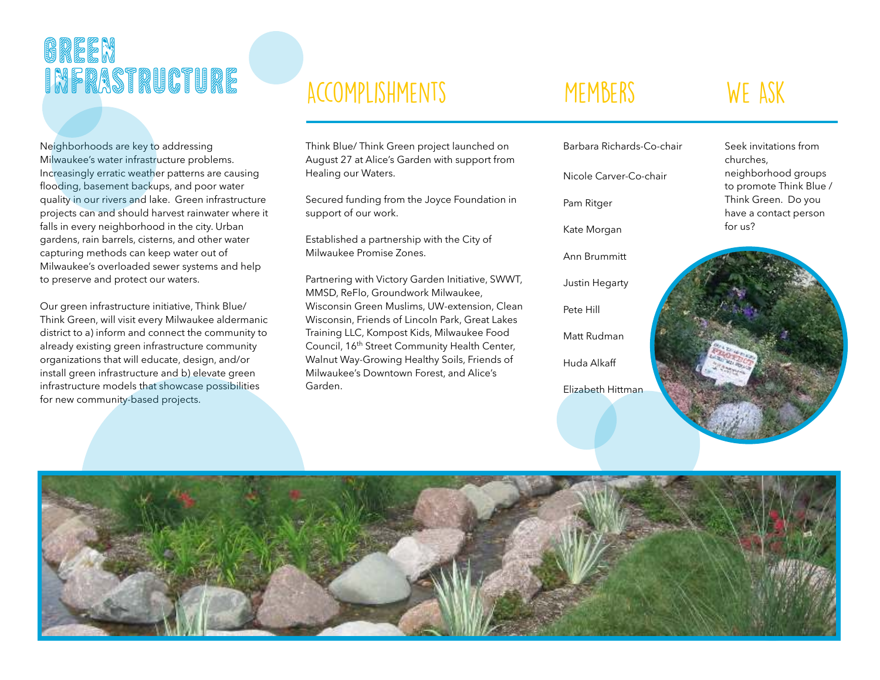# Green Infrastructure

Neighborhoods are key to addressing Milwaukee's water infrastructure problems. Increasingly erratic weather patterns are causing flooding, basement backups, and poor water quality in our rivers and lake. Green infrastructure projects can and should harvest rainwater where it falls in every neighborhood in the city. Urban gardens, rain barrels, cisterns, and other water capturing methods can keep water out of Milwaukee's overloaded sewer systems and help to preserve and protect our waters.

Our green infrastructure initiative, Think Blue/ Think Green, will visit every Milwaukee aldermanic district to a) inform and connect the community to already existing green infrastructure community organizations that will educate, design, and/or install green infrastructure and b) elevate green infrastructure models that showcase possibilities for new community-based projects.

## Accomplishments

Think Blue/ Think Green project launched on August 27 at Alice's Garden with support from Healing our Waters.

Secured funding from the Joyce Foundation in support of our work.

Established a partnership with the City of Milwaukee Promise Zones.

Partnering with Victory Garden Initiative, SWWT, MMSD, ReFlo, Groundwork Milwaukee, Wisconsin Green Muslims, UW-extension, Clean Wisconsin, Friends of Lincoln Park, Great Lakes Training LLC, Kompost Kids, Milwaukee Food Council, 16th Street Community Health Center, Walnut Way-Growing Healthy Soils, Friends of Milwaukee's Downtown Forest, and Alice's Garden.

## Members

Barbara Richards-Co-chair

Nicole Carver-Co-chair

Pam Ritger

Kate Morgan

Ann Brummitt

Justin Hegarty

Pete Hill

Matt Rudman

Huda Alkaff

Elizabeth Hittman

## We Ask

Seek invitations from churches, neighborhood groups to promote Think Blue / Think Green. Do you have a contact person for us?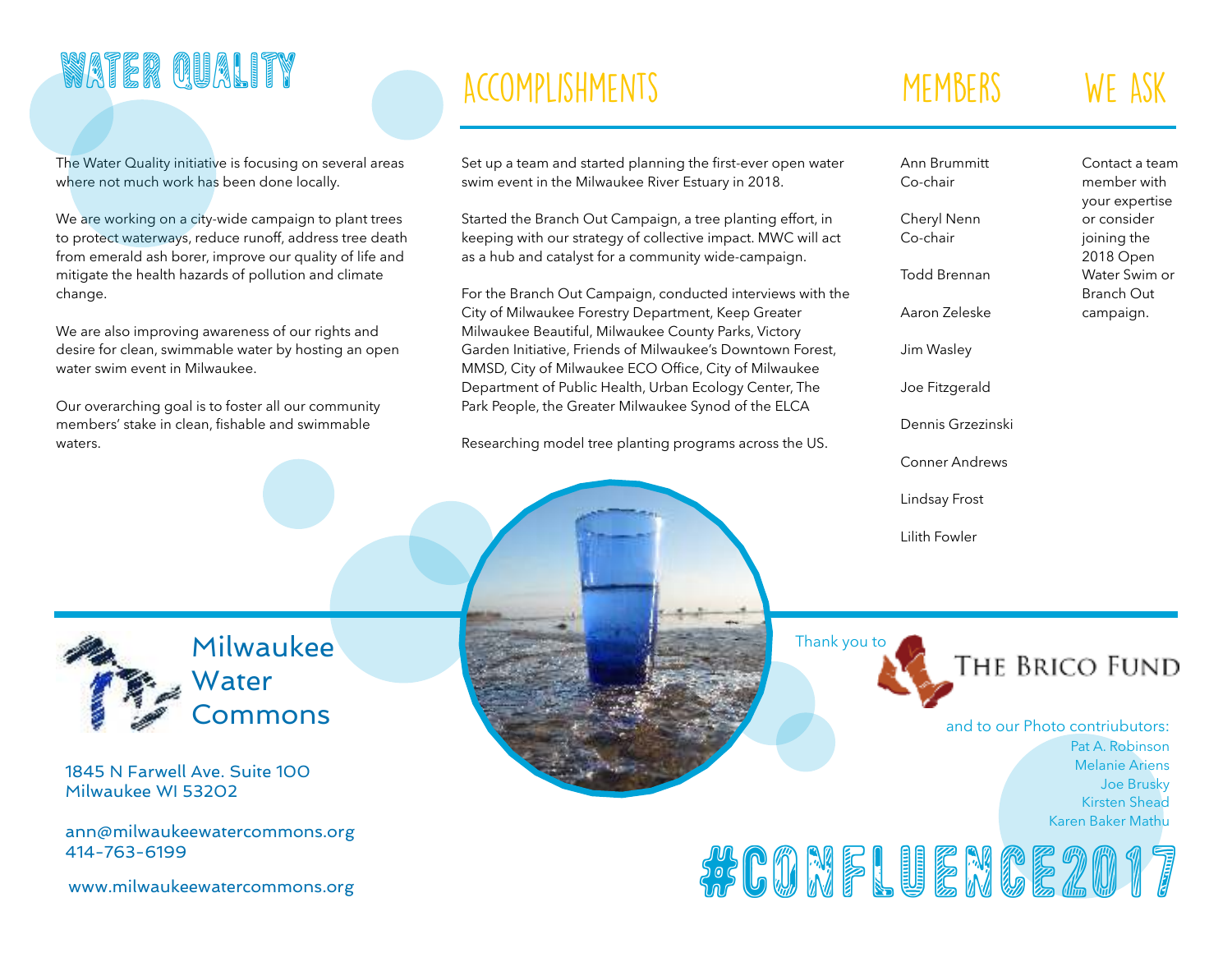# WATER QUALITY

The Water Quality initiative is focusing on several areas where not much work has been done locally.

We are working on a city-wide campaign to plant trees to protect waterways, reduce runoff, address tree death from emerald ash borer, improve our quality of life and mitigate the health hazards of pollution and climate change.

We are also improving awareness of our rights and desire for clean, swimmable water by hosting an open water swim event in Milwaukee.

Our overarching goal is to foster all our community members' stake in clean, fishable and swimmable waters.

## ACCOMPLISHMENTS

Set up a team and started planning the first-ever open water swim event in the Milwaukee River Estuary in 2018.

Started the Branch Out Campaign, a tree planting effort, in keeping with our strategy of collective impact. MWC will act as a hub and catalyst for a community wide-campaign.

For the Branch Out Campaign, conducted interviews with the City of Milwaukee Forestry Department, Keep Greater Milwaukee Beautiful, Milwaukee County Parks, Victory Garden Initiative, Friends of Milwaukee's Downtown Forest, MMSD, City of Milwaukee ECO Office, City of Milwaukee Department of Public Health, Urban Ecology Center, The Park People, the Greater Milwaukee Synod of the ELCA

Researching model tree planting programs across the US.

## MEMBERS

Ann Brummitt
Co-chair

Cheryl Nenn
Co-chair

Todd Brennan

Aaron Zeleske

Jim Wasley

Joe Fitzgerald

Dennis Grzezinski

Conner Andrews

Lindsay Frost

Lilith Fowler

## WE ASK

Contact a team member with your expertise or consider joining the 2018 Open Water Swim or Branch Out campaign.

Milwaukee Water Commons

1845 N Farwell Ave. Suite 100
Milwaukee WI 53202

ann@milwaukeewatercommons.org
414-763-6199

www.milwaukeewatercommons.org

Thank you to THE BRICO FUND

and to our Photo contriubutors:
Pat A. Robinson
Melanie Ariens
Joe Brusky
Kirsten Shead
Karen Baker Mathu

#CONFLUENCE2017